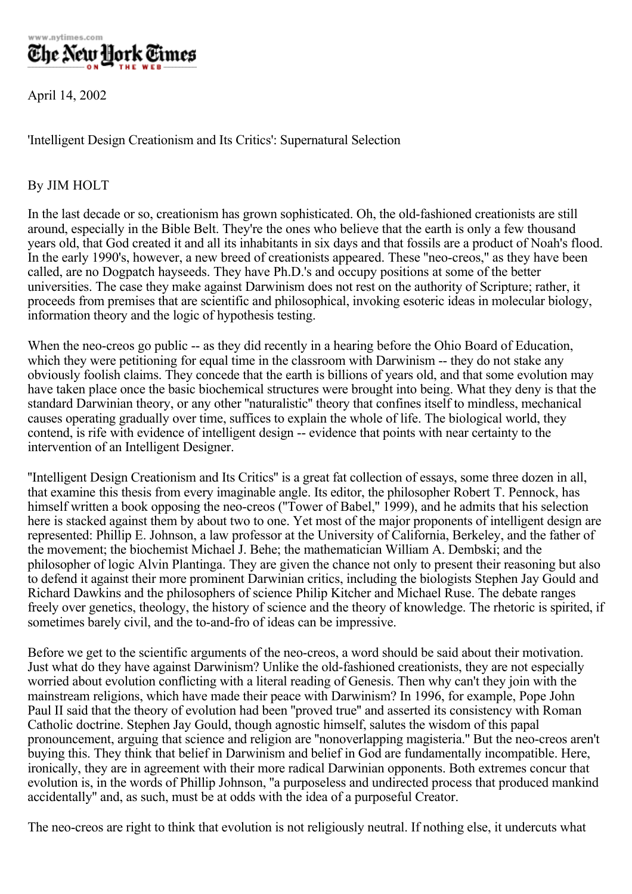www.nytimes.com
The New York Times ON THE WEB

April 14, 2002

'Intelligent Design Creationism and Its Critics': Supernatural Selection

By JIM HOLT

In the last decade or so, creationism has grown sophisticated. Oh, the old-fashioned creationists are still around, especially in the Bible Belt. They're the ones who believe that the earth is only a few thousand years old, that God created it and all its inhabitants in six days and that fossils are a product of Noah's flood. In the early 1990's, however, a new breed of creationists appeared. These "neo-creos," as they have been called, are no Dogpatch hayseeds. They have Ph.D.'s and occupy positions at some of the better universities. The case they make against Darwinism does not rest on the authority of Scripture; rather, it proceeds from premises that are scientific and philosophical, invoking esoteric ideas in molecular biology, information theory and the logic of hypothesis testing.

When the neo-creos go public -- as they did recently in a hearing before the Ohio Board of Education, which they were petitioning for equal time in the classroom with Darwinism -- they do not stake any obviously foolish claims. They concede that the earth is billions of years old, and that some evolution may have taken place once the basic biochemical structures were brought into being. What they deny is that the standard Darwinian theory, or any other "naturalistic" theory that confines itself to mindless, mechanical causes operating gradually over time, suffices to explain the whole of life. The biological world, they contend, is rife with evidence of intelligent design -- evidence that points with near certainty to the intervention of an Intelligent Designer.

"Intelligent Design Creationism and Its Critics" is a great fat collection of essays, some three dozen in all, that examine this thesis from every imaginable angle. Its editor, the philosopher Robert T. Pennock, has himself written a book opposing the neo-creos ("Tower of Babel," 1999), and he admits that his selection here is stacked against them by about two to one. Yet most of the major proponents of intelligent design are represented: Phillip E. Johnson, a law professor at the University of California, Berkeley, and the father of the movement; the biochemist Michael J. Behe; the mathematician William A. Dembski; and the philosopher of logic Alvin Plantinga. They are given the chance not only to present their reasoning but also to defend it against their more prominent Darwinian critics, including the biologists Stephen Jay Gould and Richard Dawkins and the philosophers of science Philip Kitcher and Michael Ruse. The debate ranges freely over genetics, theology, the history of science and the theory of knowledge. The rhetoric is spirited, if sometimes barely civil, and the to-and-fro of ideas can be impressive.

Before we get to the scientific arguments of the neo-creos, a word should be said about their motivation. Just what do they have against Darwinism? Unlike the old-fashioned creationists, they are not especially worried about evolution conflicting with a literal reading of Genesis. Then why can't they join with the mainstream religions, which have made their peace with Darwinism? In 1996, for example, Pope John Paul II said that the theory of evolution had been "proved true" and asserted its consistency with Roman Catholic doctrine. Stephen Jay Gould, though agnostic himself, salutes the wisdom of this papal pronouncement, arguing that science and religion are "nonoverlapping magisteria." But the neo-creos aren't buying this. They think that belief in Darwinism and belief in God are fundamentally incompatible. Here, ironically, they are in agreement with their more radical Darwinian opponents. Both extremes concur that evolution is, in the words of Phillip Johnson, "a purposeless and undirected process that produced mankind accidentally" and, as such, must be at odds with the idea of a purposeful Creator.

The neo-creos are right to think that evolution is not religiously neutral. If nothing else, it undercuts what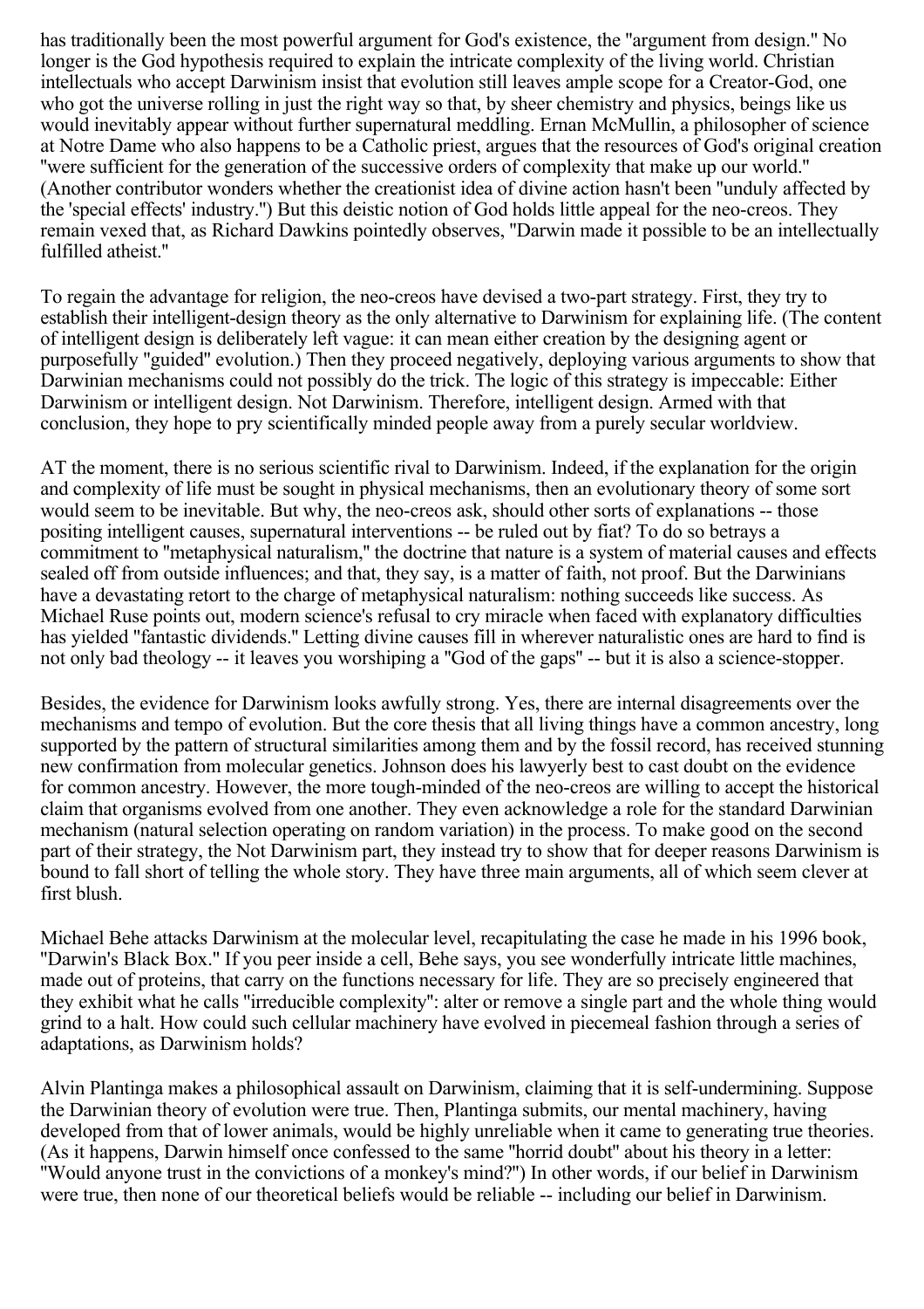has traditionally been the most powerful argument for God's existence, the "argument from design." No longer is the God hypothesis required to explain the intricate complexity of the living world. Christian intellectuals who accept Darwinism insist that evolution still leaves ample scope for a Creator-God, one who got the universe rolling in just the right way so that, by sheer chemistry and physics, beings like us would inevitably appear without further supernatural meddling. Ernan McMullin, a philosopher of science at Notre Dame who also happens to be a Catholic priest, argues that the resources of God's original creation "were sufficient for the generation of the successive orders of complexity that make up our world." (Another contributor wonders whether the creationist idea of divine action hasn't been "unduly affected by the 'special effects' industry.") But this deistic notion of God holds little appeal for the neo-creos. They remain vexed that, as Richard Dawkins pointedly observes, "Darwin made it possible to be an intellectually fulfilled atheist."

To regain the advantage for religion, the neo-creos have devised a two-part strategy. First, they try to establish their intelligent-design theory as the only alternative to Darwinism for explaining life. (The content of intelligent design is deliberately left vague: it can mean either creation by the designing agent or purposefully "guided" evolution.) Then they proceed negatively, deploying various arguments to show that Darwinian mechanisms could not possibly do the trick. The logic of this strategy is impeccable: Either Darwinism or intelligent design. Not Darwinism. Therefore, intelligent design. Armed with that conclusion, they hope to pry scientifically minded people away from a purely secular worldview.

AT the moment, there is no serious scientific rival to Darwinism. Indeed, if the explanation for the origin and complexity of life must be sought in physical mechanisms, then an evolutionary theory of some sort would seem to be inevitable. But why, the neo-creos ask, should other sorts of explanations -- those positing intelligent causes, supernatural interventions -- be ruled out by fiat? To do so betrays a commitment to "metaphysical naturalism," the doctrine that nature is a system of material causes and effects sealed off from outside influences; and that, they say, is a matter of faith, not proof. But the Darwinians have a devastating retort to the charge of metaphysical naturalism: nothing succeeds like success. As Michael Ruse points out, modern science's refusal to cry miracle when faced with explanatory difficulties has yielded "fantastic dividends." Letting divine causes fill in wherever naturalistic ones are hard to find is not only bad theology -- it leaves you worshiping a "God of the gaps" -- but it is also a science-stopper.

Besides, the evidence for Darwinism looks awfully strong. Yes, there are internal disagreements over the mechanisms and tempo of evolution. But the core thesis that all living things have a common ancestry, long supported by the pattern of structural similarities among them and by the fossil record, has received stunning new confirmation from molecular genetics. Johnson does his lawyerly best to cast doubt on the evidence for common ancestry. However, the more tough-minded of the neo-creos are willing to accept the historical claim that organisms evolved from one another. They even acknowledge a role for the standard Darwinian mechanism (natural selection operating on random variation) in the process. To make good on the second part of their strategy, the Not Darwinism part, they instead try to show that for deeper reasons Darwinism is bound to fall short of telling the whole story. They have three main arguments, all of which seem clever at first blush.

Michael Behe attacks Darwinism at the molecular level, recapitulating the case he made in his 1996 book, "Darwin's Black Box." If you peer inside a cell, Behe says, you see wonderfully intricate little machines, made out of proteins, that carry on the functions necessary for life. They are so precisely engineered that they exhibit what he calls "irreducible complexity": alter or remove a single part and the whole thing would grind to a halt. How could such cellular machinery have evolved in piecemeal fashion through a series of adaptations, as Darwinism holds?

Alvin Plantinga makes a philosophical assault on Darwinism, claiming that it is self-undermining. Suppose the Darwinian theory of evolution were true. Then, Plantinga submits, our mental machinery, having developed from that of lower animals, would be highly unreliable when it came to generating true theories. (As it happens, Darwin himself once confessed to the same "horrid doubt" about his theory in a letter: "Would anyone trust in the convictions of a monkey's mind?") In other words, if our belief in Darwinism were true, then none of our theoretical beliefs would be reliable -- including our belief in Darwinism.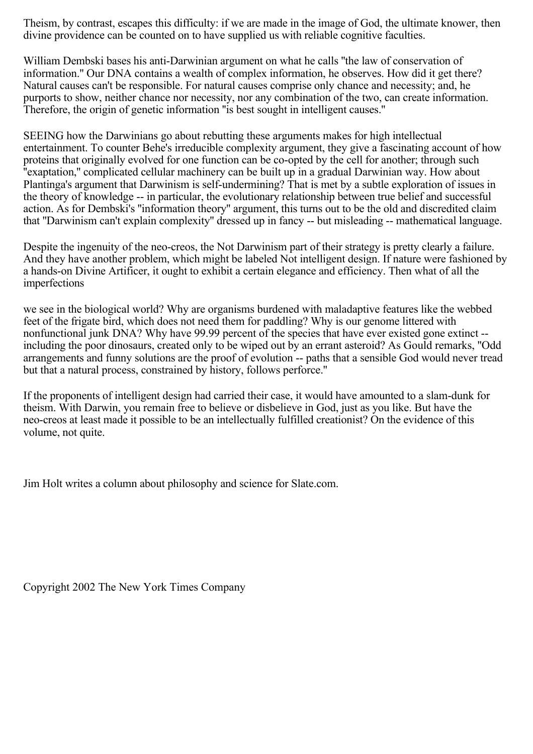Theism, by contrast, escapes this difficulty: if we are made in the image of God, the ultimate knower, then divine providence can be counted on to have supplied us with reliable cognitive faculties.

William Dembski bases his anti-Darwinian argument on what he calls "the law of conservation of information." Our DNA contains a wealth of complex information, he observes. How did it get there? Natural causes can't be responsible. For natural causes comprise only chance and necessity; and, he purports to show, neither chance nor necessity, nor any combination of the two, can create information. Therefore, the origin of genetic information "is best sought in intelligent causes."

SEEING how the Darwinians go about rebutting these arguments makes for high intellectual entertainment. To counter Behe's irreducible complexity argument, they give a fascinating account of how proteins that originally evolved for one function can be co-opted by the cell for another; through such "exaptation," complicated cellular machinery can be built up in a gradual Darwinian way. How about Plantinga's argument that Darwinism is self-undermining? That is met by a subtle exploration of issues in the theory of knowledge -- in particular, the evolutionary relationship between true belief and successful action. As for Dembski's "information theory" argument, this turns out to be the old and discredited claim that "Darwinism can't explain complexity" dressed up in fancy -- but misleading -- mathematical language.

Despite the ingenuity of the neo-creos, the Not Darwinism part of their strategy is pretty clearly a failure. And they have another problem, which might be labeled Not intelligent design. If nature were fashioned by a hands-on Divine Artificer, it ought to exhibit a certain elegance and efficiency. Then what of all the imperfections we see in the biological world? Why are organisms burdened with maladaptive features like the webbed feet of the frigate bird, which does not need them for paddling? Why is our genome littered with nonfunctional junk DNA? Why have 99.99 percent of the species that have ever existed gone extinct -- including the poor dinosaurs, created only to be wiped out by an errant asteroid? As Gould remarks, "Odd arrangements and funny solutions are the proof of evolution -- paths that a sensible God would never tread but that a natural process, constrained by history, follows perforce."

If the proponents of intelligent design had carried their case, it would have amounted to a slam-dunk for theism. With Darwin, you remain free to believe or disbelieve in God, just as you like. But have the neo-creos at least made it possible to be an intellectually fulfilled creationist? On the evidence of this volume, not quite.

Jim Holt writes a column about philosophy and science for Slate.com.

Copyright 2002 The New York Times Company